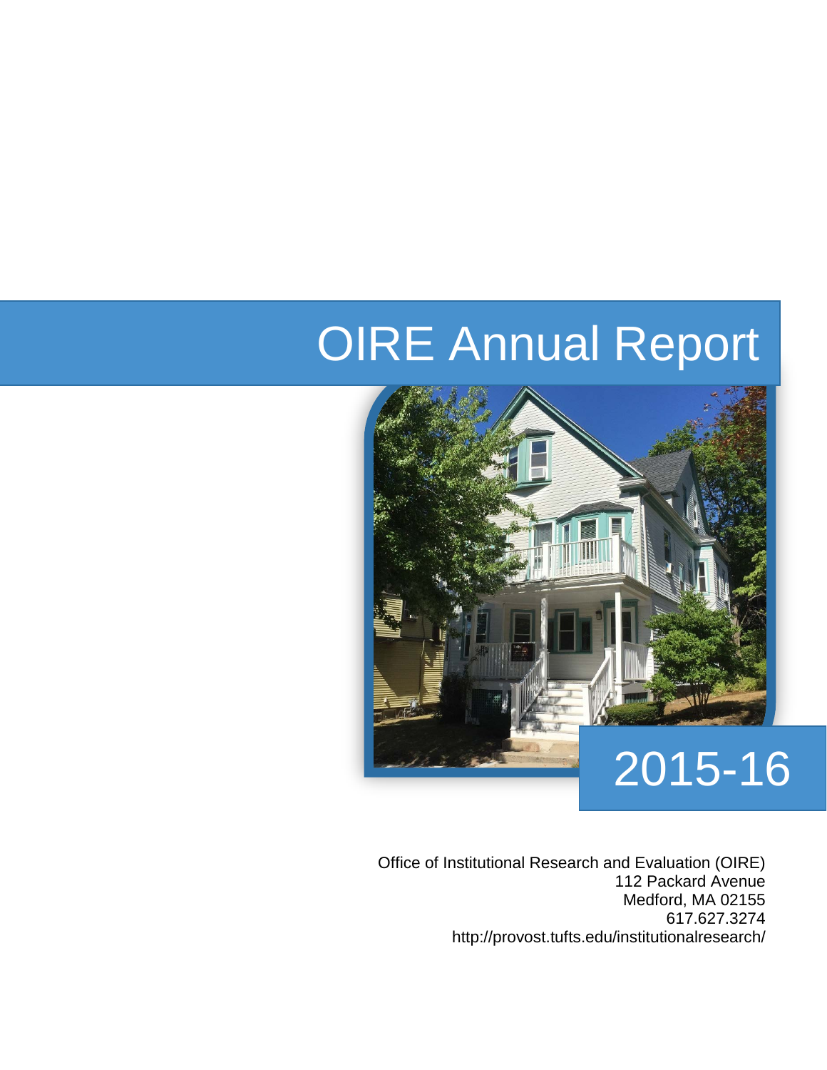# OIRE Annual Report

# 2015-16

Office of Institutional Research and Evaluation (OIRE)
112 Packard Avenue
Medford, MA 02155
617.627.3274
http://provost.tufts.edu/institutionalresearch/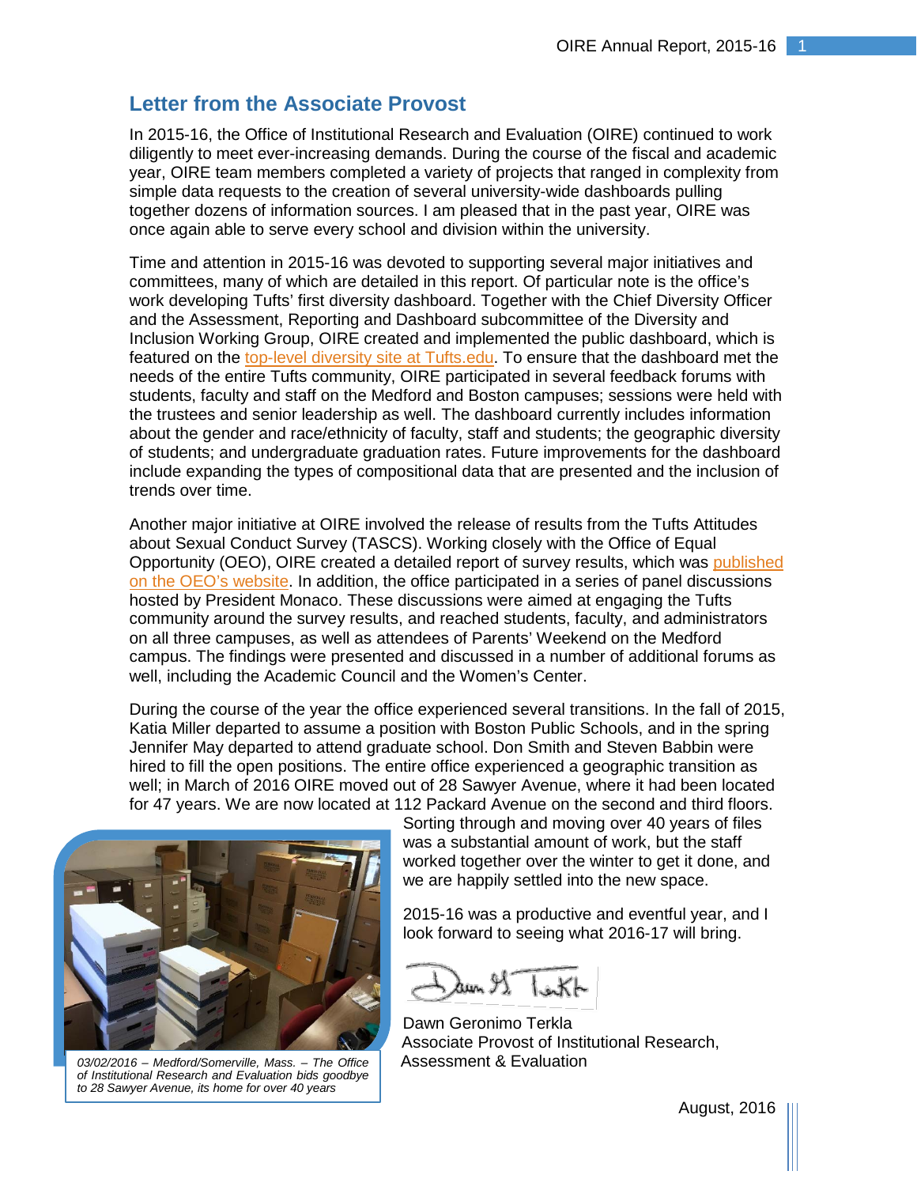## Letter from the Associate Provost

In 2015-16, the Office of Institutional Research and Evaluation (OIRE) continued to work diligently to meet ever-increasing demands. During the course of the fiscal and academic year, OIRE team members completed a variety of projects that ranged in complexity from simple data requests to the creation of several university-wide dashboards pulling together dozens of information sources. I am pleased that in the past year, OIRE was once again able to serve every school and division within the university.

Time and attention in 2015-16 was devoted to supporting several major initiatives and committees, many of which are detailed in this report. Of particular note is the office's work developing Tufts' first diversity dashboard. Together with the Chief Diversity Officer and the Assessment, Reporting and Dashboard subcommittee of the Diversity and Inclusion Working Group, OIRE created and implemented the public dashboard, which is featured on the top-level diversity site at Tufts.edu. To ensure that the dashboard met the needs of the entire Tufts community, OIRE participated in several feedback forums with students, faculty and staff on the Medford and Boston campuses; sessions were held with the trustees and senior leadership as well. The dashboard currently includes information about the gender and race/ethnicity of faculty, staff and students; the geographic diversity of students; and undergraduate graduation rates. Future improvements for the dashboard include expanding the types of compositional data that are presented and the inclusion of trends over time.

Another major initiative at OIRE involved the release of results from the Tufts Attitudes about Sexual Conduct Survey (TASCS). Working closely with the Office of Equal Opportunity (OEO), OIRE created a detailed report of survey results, which was published on the OEO's website. In addition, the office participated in a series of panel discussions hosted by President Monaco. These discussions were aimed at engaging the Tufts community around the survey results, and reached students, faculty, and administrators on all three campuses, as well as attendees of Parents' Weekend on the Medford campus. The findings were presented and discussed in a number of additional forums as well, including the Academic Council and the Women's Center.

During the course of the year the office experienced several transitions. In the fall of 2015, Katia Miller departed to assume a position with Boston Public Schools, and in the spring Jennifer May departed to attend graduate school. Don Smith and Steven Babbin were hired to fill the open positions. The entire office experienced a geographic transition as well; in March of 2016 OIRE moved out of 28 Sawyer Avenue, where it had been located for 47 years. We are now located at 112 Packard Avenue on the second and third floors. Sorting through and moving over 40 years of files was a substantial amount of work, but the staff worked together over the winter to get it done, and we are happily settled into the new space.

*03/02/2016 – Medford/Somerville, Mass. – The Office of Institutional Research and Evaluation bids goodbye to 28 Sawyer Avenue, its home for over 40 years*

2015-16 was a productive and eventful year, and I look forward to seeing what 2016-17 will bring.

Dawn Geronimo Terkla
Associate Provost of Institutional Research, Assessment & Evaluation

August, 2016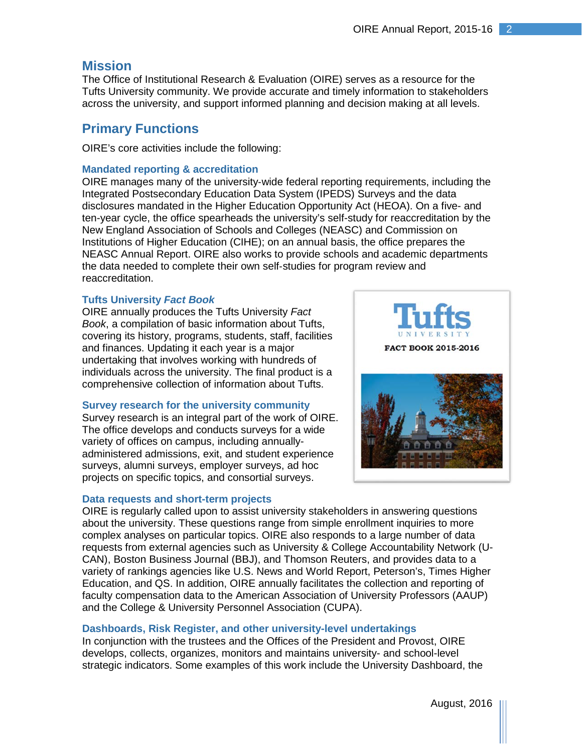## Mission

The Office of Institutional Research & Evaluation (OIRE) serves as a resource for the Tufts University community. We provide accurate and timely information to stakeholders across the university, and support informed planning and decision making at all levels.

## Primary Functions

OIRE's core activities include the following:

### Mandated reporting & accreditation

OIRE manages many of the university-wide federal reporting requirements, including the Integrated Postsecondary Education Data System (IPEDS) Surveys and the data disclosures mandated in the Higher Education Opportunity Act (HEOA). On a five- and ten-year cycle, the office spearheads the university's self-study for reaccreditation by the New England Association of Schools and Colleges (NEASC) and Commission on Institutions of Higher Education (CIHE); on an annual basis, the office prepares the NEASC Annual Report. OIRE also works to provide schools and academic departments the data needed to complete their own self-studies for program review and reaccreditation.

### Tufts University *Fact Book*

OIRE annually produces the Tufts University *Fact Book*, a compilation of basic information about Tufts, covering its history, programs, students, staff, facilities and finances. Updating it each year is a major undertaking that involves working with hundreds of individuals across the university. The final product is a comprehensive collection of information about Tufts.

### Survey research for the university community

Survey research is an integral part of the work of OIRE. The office develops and conducts surveys for a wide variety of offices on campus, including annually-administered admissions, exit, and student experience surveys, alumni surveys, employer surveys, ad hoc projects on specific topics, and consortial surveys.

### Data requests and short-term projects

OIRE is regularly called upon to assist university stakeholders in answering questions about the university. These questions range from simple enrollment inquiries to more complex analyses on particular topics. OIRE also responds to a large number of data requests from external agencies such as University & College Accountability Network (U-CAN), Boston Business Journal (BBJ), and Thomson Reuters, and provides data to a variety of rankings agencies like U.S. News and World Report, Peterson's, Times Higher Education, and QS. In addition, OIRE annually facilitates the collection and reporting of faculty compensation data to the American Association of University Professors (AAUP) and the College & University Personnel Association (CUPA).

### Dashboards, Risk Register, and other university-level undertakings

In conjunction with the trustees and the Offices of the President and Provost, OIRE develops, collects, organizes, monitors and maintains university- and school-level strategic indicators. Some examples of this work include the University Dashboard, the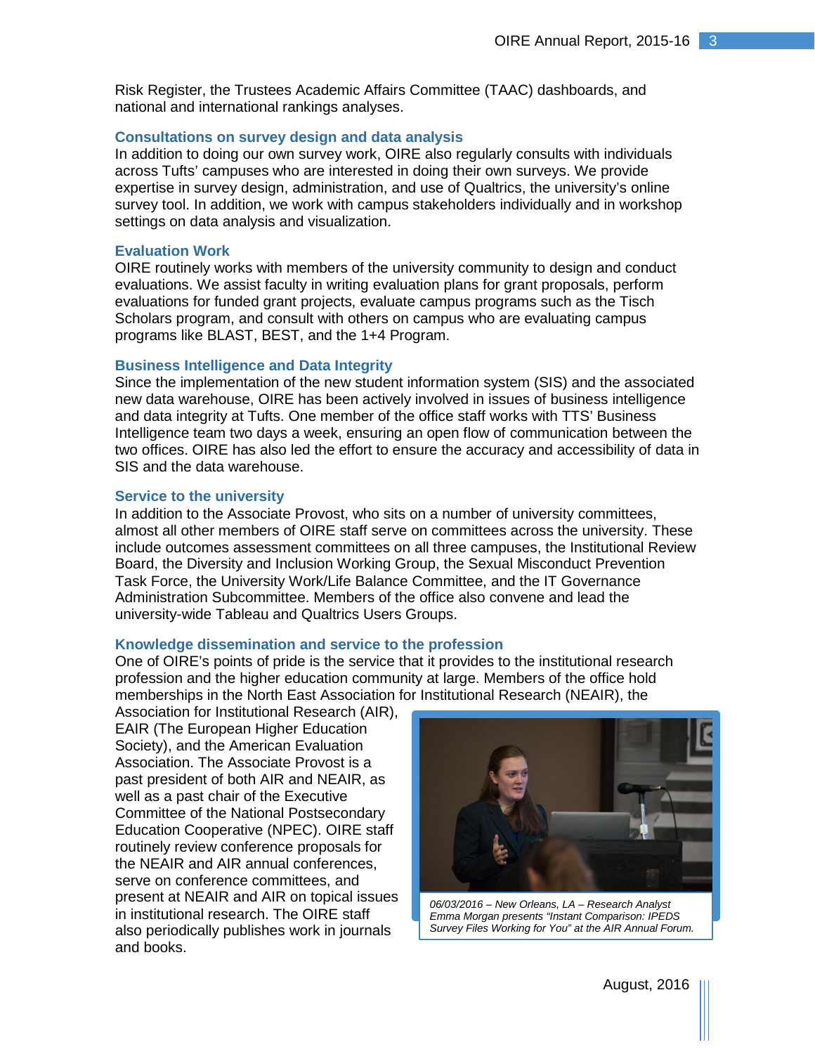Risk Register, the Trustees Academic Affairs Committee (TAAC) dashboards, and national and international rankings analyses.

### Consultations on survey design and data analysis

In addition to doing our own survey work, OIRE also regularly consults with individuals across Tufts' campuses who are interested in doing their own surveys. We provide expertise in survey design, administration, and use of Qualtrics, the university's online survey tool. In addition, we work with campus stakeholders individually and in workshop settings on data analysis and visualization.

### Evaluation Work

OIRE routinely works with members of the university community to design and conduct evaluations. We assist faculty in writing evaluation plans for grant proposals, perform evaluations for funded grant projects, evaluate campus programs such as the Tisch Scholars program, and consult with others on campus who are evaluating campus programs like BLAST, BEST, and the 1+4 Program.

### Business Intelligence and Data Integrity

Since the implementation of the new student information system (SIS) and the associated new data warehouse, OIRE has been actively involved in issues of business intelligence and data integrity at Tufts. One member of the office staff works with TTS' Business Intelligence team two days a week, ensuring an open flow of communication between the two offices. OIRE has also led the effort to ensure the accuracy and accessibility of data in SIS and the data warehouse.

### Service to the university

In addition to the Associate Provost, who sits on a number of university committees, almost all other members of OIRE staff serve on committees across the university. These include outcomes assessment committees on all three campuses, the Institutional Review Board, the Diversity and Inclusion Working Group, the Sexual Misconduct Prevention Task Force, the University Work/Life Balance Committee, and the IT Governance Administration Subcommittee. Members of the office also convene and lead the university-wide Tableau and Qualtrics Users Groups.

### Knowledge dissemination and service to the profession

One of OIRE's points of pride is the service that it provides to the institutional research profession and the higher education community at large. Members of the office hold memberships in the North East Association for Institutional Research (NEAIR), the Association for Institutional Research (AIR), EAIR (The European Higher Education Society), and the American Evaluation Association. The Associate Provost is a past president of both AIR and NEAIR, as well as a past chair of the Executive Committee of the National Postsecondary Education Cooperative (NPEC). OIRE staff routinely review conference proposals for the NEAIR and AIR annual conferences, serve on conference committees, and present at NEAIR and AIR on topical issues in institutional research. The OIRE staff also periodically publishes work in journals and books.

*06/03/2016 – New Orleans, LA – Research Analyst Emma Morgan presents "Instant Comparison: IPEDS Survey Files Working for You" at the AIR Annual Forum.*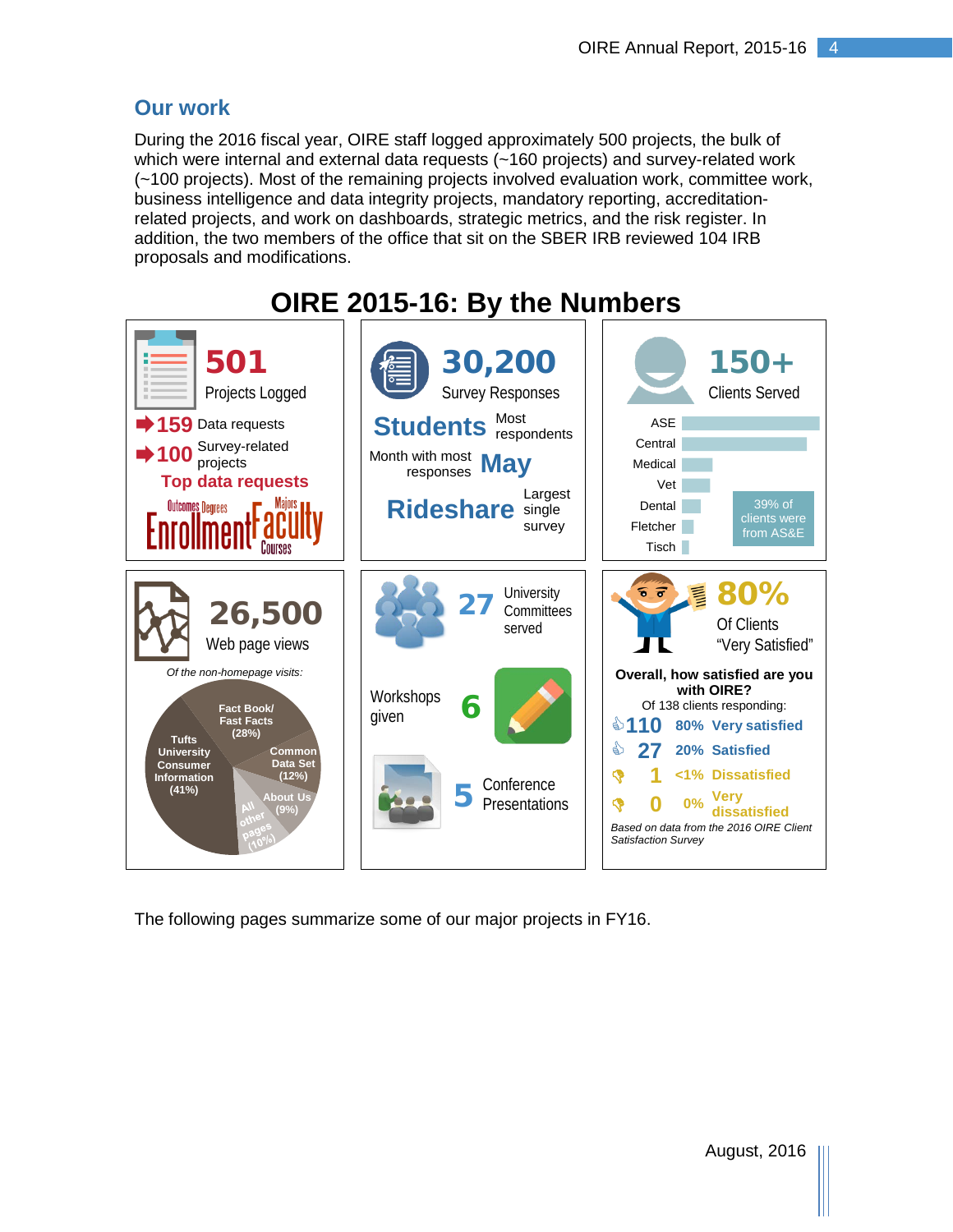## Our work

During the 2016 fiscal year, OIRE staff logged approximately 500 projects, the bulk of which were internal and external data requests (~160 projects) and survey-related work (~100 projects). Most of the remaining projects involved evaluation work, committee work, business intelligence and data integrity projects, mandatory reporting, accreditation-related projects, and work on dashboards, strategic metrics, and the risk register. In addition, the two members of the office that sit on the SBER IRB reviewed 104 IRB proposals and modifications.

## OIRE 2015-16: By the Numbers

**501** Projects Logged

- **159** Data requests
- **100** Survey-related projects

**Top data requests**

Outcomes, Degrees, Majors, Enrollment, Faculty, Courses

**30,200** Survey Responses

**Students** Most respondents

Month with most responses **May**

**Rideshare** Largest single survey

**150+** Clients Served

ASE, Central, Medical, Vet, Dental, Fletcher, Tisch

39% of clients were from AS&E

**26,500** Web page views

*Of the non-homepage visits:*

- Tufts University Consumer Information (41%)
- Fact Book/ Fast Facts (28%)
- Common Data Set (12%)
- About Us (9%)
- All other pages (10%)

**27** University Committees served

Workshops given **6**

**5** Conference Presentations

**80%** Of Clients "Very Satisfied"

**Overall, how satisfied are you with OIRE?**

Of 138 clients responding:

| | | |
|---|---|---|
| 110 | 80% | Very satisfied |
| 27 | 20% | Satisfied |
| 1 | <1% | Dissatisfied |
| 0 | 0% | Very dissatisfied |

*Based on data from the 2016 OIRE Client Satisfaction Survey*

The following pages summarize some of our major projects in FY16.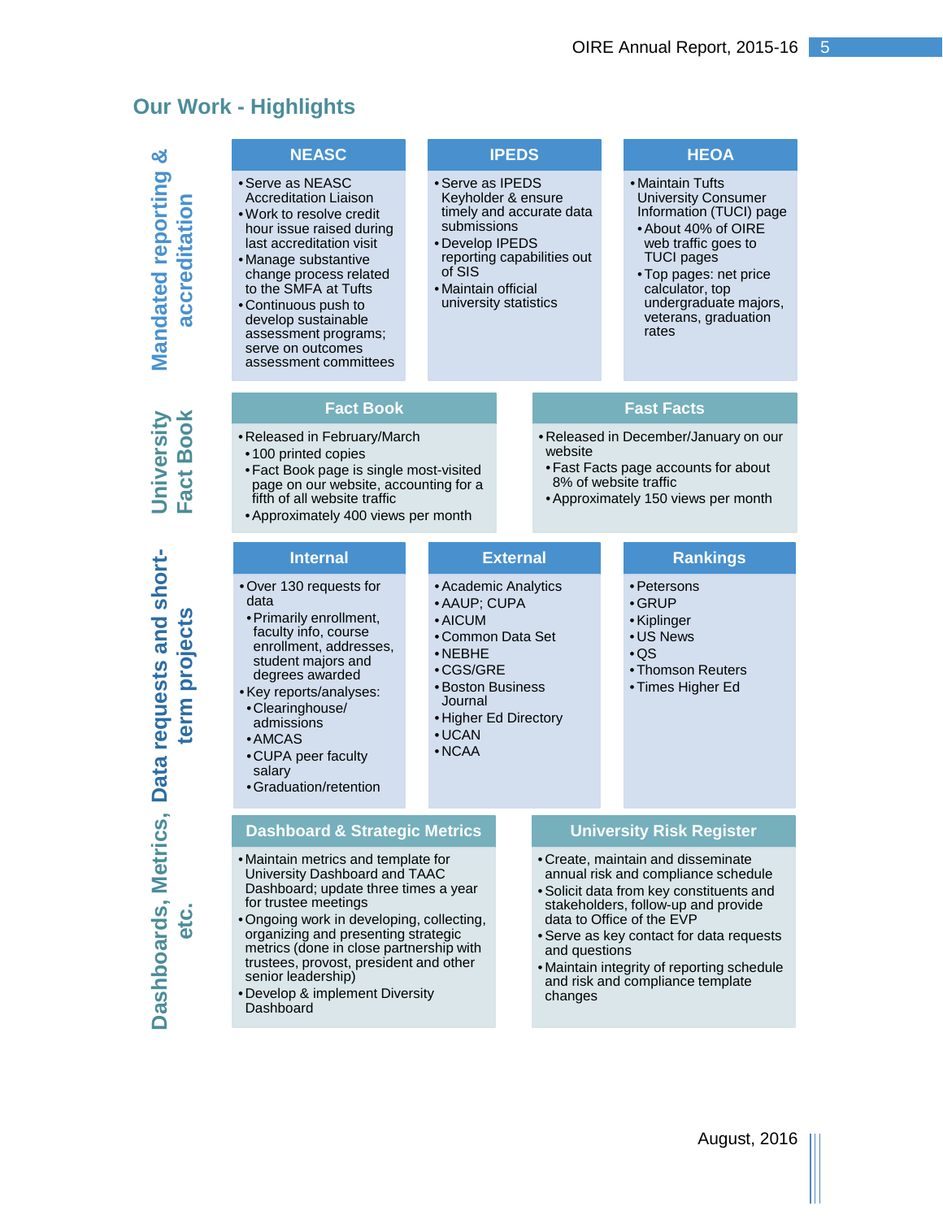## Our Work - Highlights

### Mandated reporting & accreditation

#### NEASC

- Serve as NEASC Accreditation Liaison
- Work to resolve credit hour issue raised during last accreditation visit
- Manage substantive change process related to the SMFA at Tufts
- Continuous push to develop sustainable assessment programs; serve on outcomes assessment committees

#### IPEDS

- Serve as IPEDS Keyholder & ensure timely and accurate data submissions
- Develop IPEDS reporting capabilities out of SIS
- Maintain official university statistics

#### HEOA

- Maintain Tufts University Consumer Information (TUCI) page
  - About 40% of OIRE web traffic goes to TUCI pages
  - Top pages: net price calculator, top undergraduate majors, veterans, graduation rates

### University Fact Book

#### Fact Book

- Released in February/March
  - 100 printed copies
  - Fact Book page is single most-visited page on our website, accounting for a fifth of all website traffic
  - Approximately 400 views per month

#### Fast Facts

- Released in December/January on our website
  - Fast Facts page accounts for about 8% of website traffic
  - Approximately 150 views per month

### Data requests and short-term projects

#### Internal

- Over 130 requests for data
  - Primarily enrollment, faculty info, course enrollment, addresses, student majors and degrees awarded
- Key reports/analyses:
  - Clearinghouse/ admissions
  - AMCAS
  - CUPA peer faculty salary
  - Graduation/retention

#### External

- Academic Analytics
- AAUP; CUPA
- AICUM
- Common Data Set
- NEBHE
- CGS/GRE
- Boston Business Journal
- Higher Ed Directory
- UCAN
- NCAA

#### Rankings

- Petersons
- GRUP
- Kiplinger
- US News
- QS
- Thomson Reuters
- Times Higher Ed

### Dashboards, Metrics, etc.

#### Dashboard & Strategic Metrics

- Maintain metrics and template for University Dashboard and TAAC Dashboard; update three times a year for trustee meetings
- Ongoing work in developing, collecting, organizing and presenting strategic metrics (done in close partnership with trustees, provost, president and other senior leadership)
- Develop & implement Diversity Dashboard

#### University Risk Register

- Create, maintain and disseminate annual risk and compliance schedule
- Solicit data from key constituents and stakeholders, follow-up and provide data to Office of the EVP
- Serve as key contact for data requests and questions
- Maintain integrity of reporting schedule and risk and compliance template changes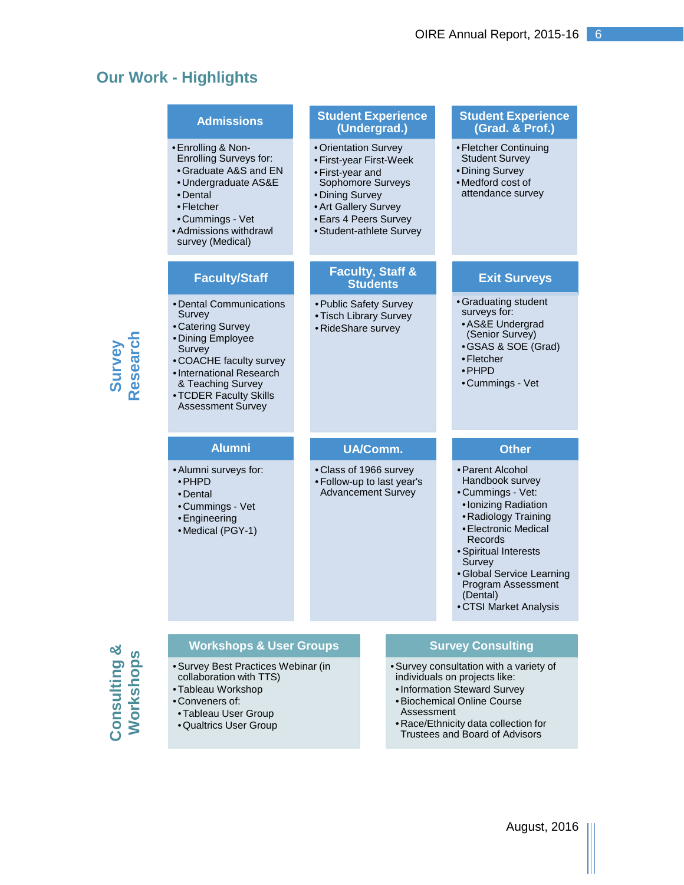# Our Work - Highlights

## Survey Research

### Admissions

- Enrolling & Non-Enrolling Surveys for:
  - Graduate A&S and EN
  - Undergraduate AS&E
  - Dental
  - Fletcher
  - Cummings - Vet
- Admissions withdrawl survey (Medical)

### Student Experience (Undergrad.)

- Orientation Survey
- First-year First-Week
- First-year and Sophomore Surveys
- Dining Survey
- Art Gallery Survey
- Ears 4 Peers Survey
- Student-athlete Survey

### Student Experience (Grad. & Prof.)

- Fletcher Continuing Student Survey
- Dining Survey
- Medford cost of attendance survey

### Faculty/Staff

- Dental Communications Survey
- Catering Survey
- Dining Employee Survey
- COACHE faculty survey
- International Research & Teaching Survey
- TCDER Faculty Skills Assessment Survey

### Faculty, Staff & Students

- Public Safety Survey
- Tisch Library Survey
- RideShare survey

### Exit Surveys

- Graduating student surveys for:
  - AS&E Undergrad (Senior Survey)
  - GSAS & SOE (Grad)
  - Fletcher
  - PHPD
  - Cummings - Vet

### Alumni

- Alumni surveys for:
  - PHPD
  - Dental
  - Cummings - Vet
  - Engineering
  - Medical (PGY-1)

### UA/Comm.

- Class of 1966 survey
- Follow-up to last year's Advancement Survey

### Other

- Parent Alcohol Handbook survey
- Cummings - Vet:
  - Ionizing Radiation
  - Radiology Training
  - Electronic Medical Records
- Spiritual Interests Survey
- Global Service Learning Program Assessment (Dental)
- CTSI Market Analysis

## Consulting & Workshops

### Workshops & User Groups

- Survey Best Practices Webinar (in collaboration with TTS)
- Tableau Workshop
- Conveners of:
  - Tableau User Group
  - Qualtrics User Group

### Survey Consulting

- Survey consultation with a variety of individuals on projects like:
  - Information Steward Survey
  - Biochemical Online Course Assessment
  - Race/Ethnicity data collection for Trustees and Board of Advisors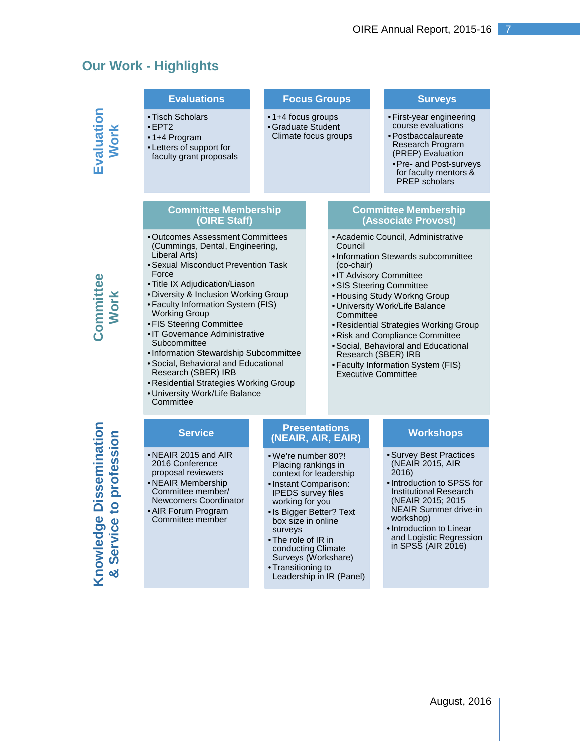## Our Work - Highlights

### Evaluation Work

**Evaluations**

- Tisch Scholars
- EPT2
- 1+4 Program
- Letters of support for faculty grant proposals

**Focus Groups**

- 1+4 focus groups
- Graduate Student Climate focus groups

**Surveys**

- First-year engineering course evaluations
- Postbaccalaureate Research Program (PREP) Evaluation
  - Pre- and Post-surveys for faculty mentors & PREP scholars

### Committee Work

**Committee Membership (OIRE Staff)**

- Outcomes Assessment Committees (Cummings, Dental, Engineering, Liberal Arts)
- Sexual Misconduct Prevention Task Force
- Title IX Adjudication/Liason
- Diversity & Inclusion Working Group
- Faculty Information System (FIS) Working Group
- FIS Steering Committee
- IT Governance Administrative Subcommittee
- Information Stewardship Subcommittee
- Social, Behavioral and Educational Research (SBER) IRB
- Residential Strategies Working Group
- University Work/Life Balance Committee

**Committee Membership (Associate Provost)**

- Academic Council, Administrative Council
- Information Stewards subcommittee (co-chair)
- IT Advisory Committee
- SIS Steering Committee
- Housing Study Workng Group
- University Work/Life Balance Committee
- Residential Strategies Working Group
- Risk and Compliance Committee
- Social, Behavioral and Educational Research (SBER) IRB
- Faculty Information System (FIS) Executive Committee

### Knowledge Dissemination & Service to profession

**Service**

- NEAIR 2015 and AIR 2016 Conference proposal reviewers
- NEAIR Membership Committee member/ Newcomers Coordinator
- AIR Forum Program Committee member

**Presentations (NEAIR, AIR, EAIR)**

- We're number 80?! Placing rankings in context for leadership
- Instant Comparison: IPEDS survey files working for you
- Is Bigger Better? Text box size in online surveys
- The role of IR in conducting Climate Surveys (Workshare)
- Transitioning to Leadership in IR (Panel)

**Workshops**

- Survey Best Practices (NEAIR 2015, AIR 2016)
- Introduction to SPSS for Institutional Research (NEAIR 2015; 2015 NEAIR Summer drive-in workshop)
- Introduction to Linear and Logistic Regression in SPSS (AIR 2016)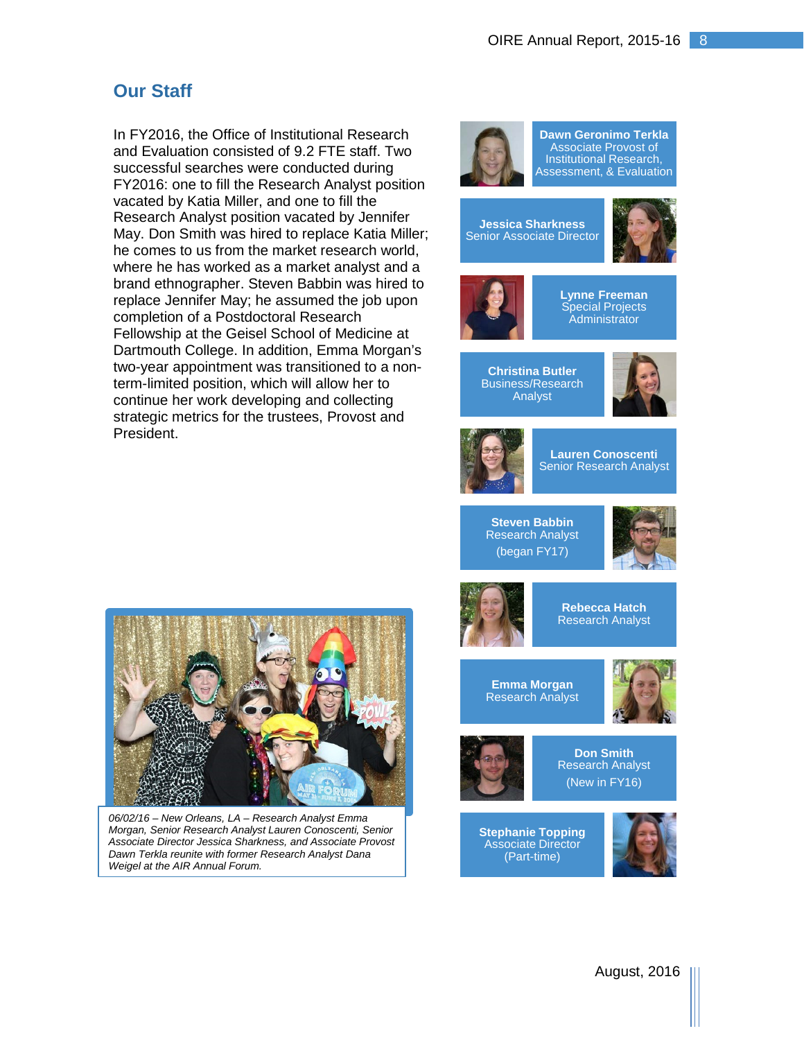## Our Staff

In FY2016, the Office of Institutional Research and Evaluation consisted of 9.2 FTE staff. Two successful searches were conducted during FY2016: one to fill the Research Analyst position vacated by Katia Miller, and one to fill the Research Analyst position vacated by Jennifer May. Don Smith was hired to replace Katia Miller; he comes to us from the market research world, where he has worked as a market analyst and a brand ethnographer. Steven Babbin was hired to replace Jennifer May; he assumed the job upon completion of a Postdoctoral Research Fellowship at the Geisel School of Medicine at Dartmouth College. In addition, Emma Morgan's two-year appointment was transitioned to a non-term-limited position, which will allow her to continue her work developing and collecting strategic metrics for the trustees, Provost and President.

*06/02/16 – New Orleans, LA – Research Analyst Emma Morgan, Senior Research Analyst Lauren Conoscenti, Senior Associate Director Jessica Sharkness, and Associate Provost Dawn Terkla reunite with former Research Analyst Dana Weigel at the AIR Annual Forum.*

**Dawn Geronimo Terkla**
Associate Provost of Institutional Research, Assessment, & Evaluation

**Jessica Sharkness**
Senior Associate Director

**Lynne Freeman**
Special Projects Administrator

**Christina Butler**
Business/Research Analyst

**Lauren Conoscenti**
Senior Research Analyst

**Steven Babbin**
Research Analyst
(began FY17)

**Rebecca Hatch**
Research Analyst

**Emma Morgan**
Research Analyst

**Don Smith**
Research Analyst
(New in FY16)

**Stephanie Topping**
Associate Director
(Part-time)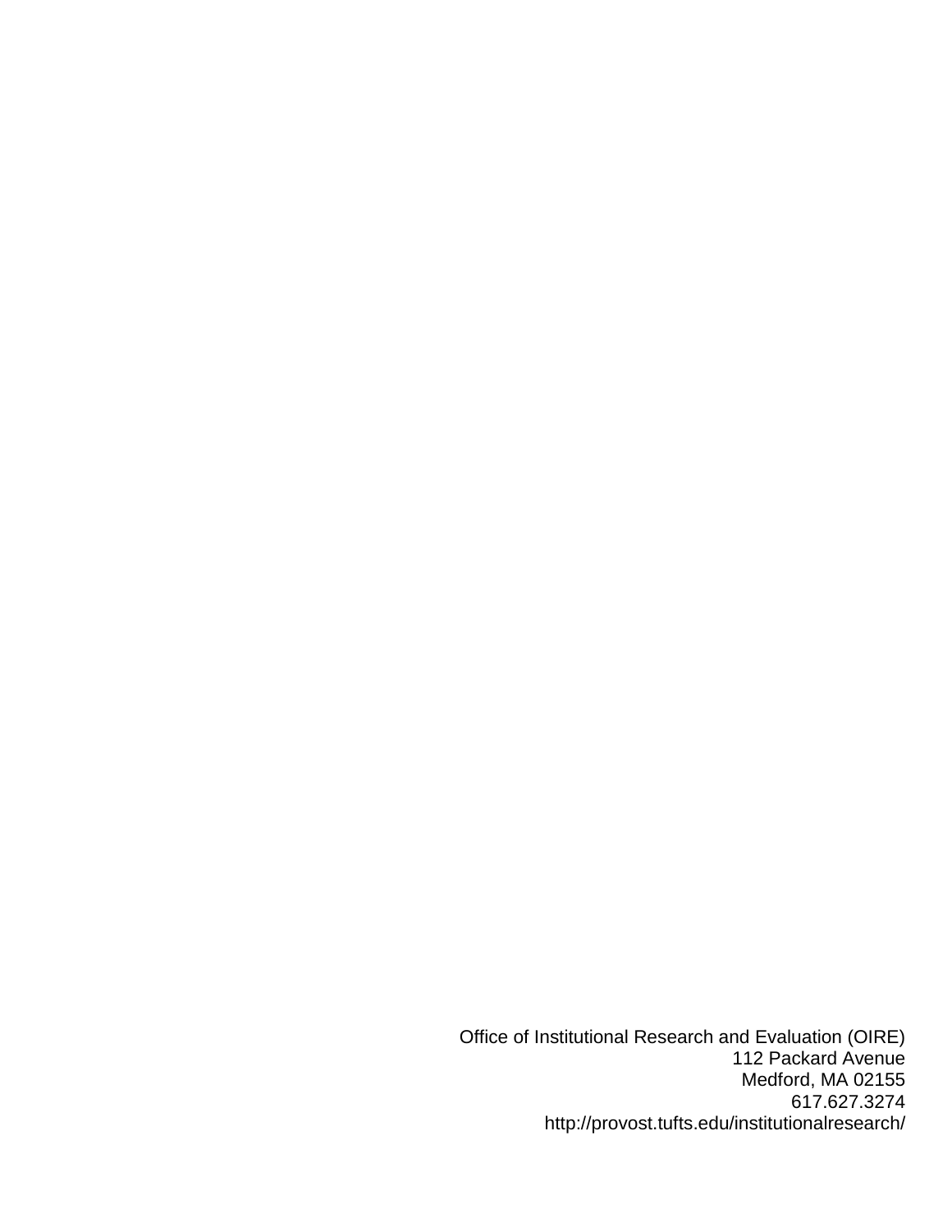Office of Institutional Research and Evaluation (OIRE)
112 Packard Avenue
Medford, MA 02155
617.627.3274
http://provost.tufts.edu/institutionalresearch/